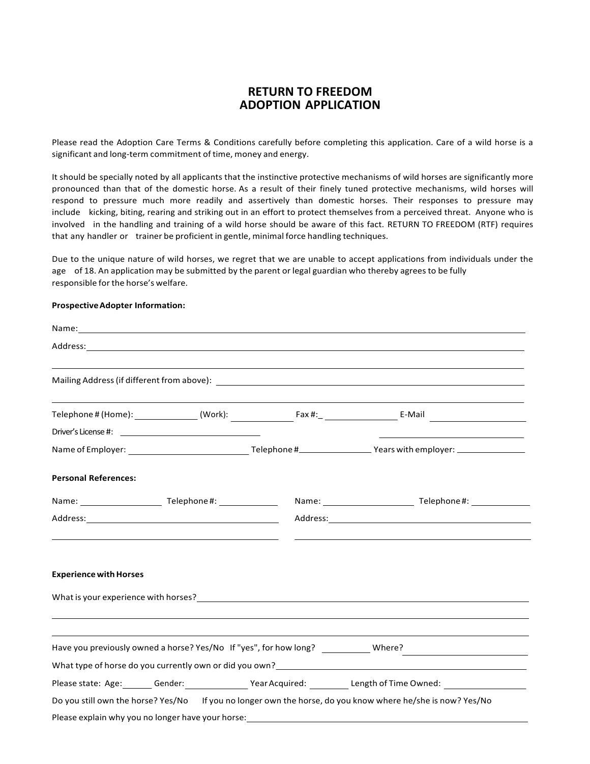# RETURN TO FREEDOM
# ADOPTION APPLICATION

Please read the Adoption Care Terms & Conditions carefully before completing this application. Care of a wild horse is a significant and long-term commitment of time, money and energy.

It should be specially noted by all applicants that the instinctive protective mechanisms of wild horses are significantly more pronounced than that of the domestic horse. As a result of their finely tuned protective mechanisms, wild horses will respond to pressure much more readily and assertively than domestic horses. Their responses to pressure may include kicking, biting, rearing and striking out in an effort to protect themselves from a perceived threat. Anyone who is involved in the handling and training of a wild horse should be aware of this fact. RETURN TO FREEDOM (RTF) requires that any handler or trainer be proficient in gentle, minimal force handling techniques.

Due to the unique nature of wild horses, we regret that we are unable to accept applications from individuals under the age of 18. An application may be submitted by the parent or legal guardian who thereby agrees to be fully responsible for the horse's welfare.

**Prospective Adopter Information:**

Name: ____________________________________________

Address: ____________________________________________

____________________________________________

Mailing Address (if different from above): ____________________________________________

____________________________________________

Telephone # (Home): __________ (Work): __________ Fax #:_ __________ E-Mail __________

Driver's License #: ____________________ ____________________

Name of Employer: ____________________ Telephone # __________ Years with employer: __________

**Personal References:**

Name: __________ Telephone #: __________

Address: ____________________

____________________

Name: __________ Telephone #: __________

Address: ____________________

____________________

**Experience with Horses**

What is your experience with horses? ____________________________________________

____________________________________________

____________________________________________

Have you previously owned a horse? Yes/No If "yes", for how long? __________ Where? __________

What type of horse do you currently own or did you own? ____________________________________________

Please state: Age: ______ Gender: __________ Year Acquired: ________ Length of Time Owned: __________

Do you still own the horse? Yes/No If you no longer own the horse, do you know where he/she is now? Yes/No

Please explain why you no longer have your horse: ____________________________________________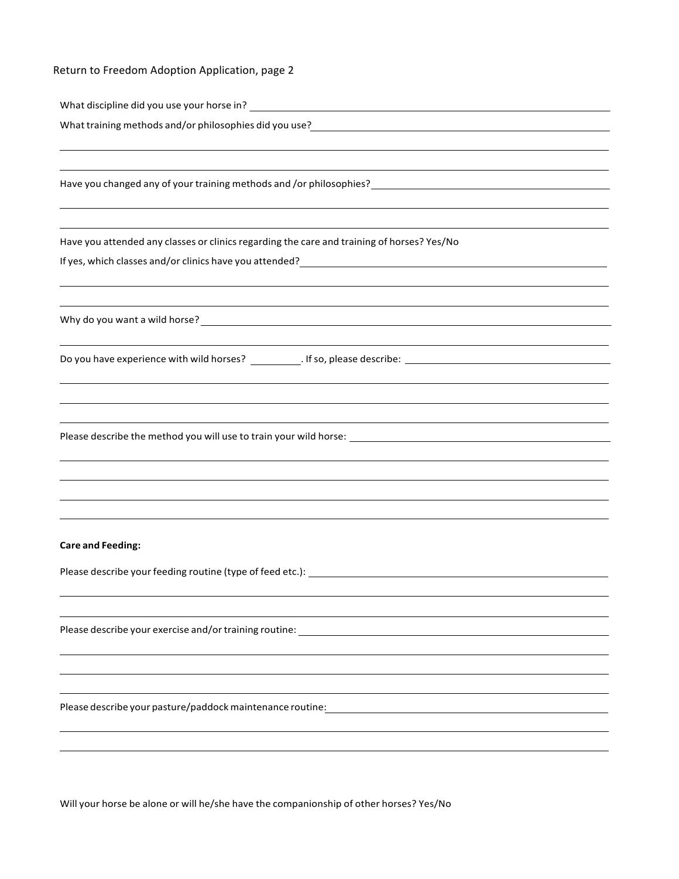Return to Freedom Adoption Application, page 2

What discipline did you use your horse in? \_\_\_\_\_\_\_\_\_\_\_\_\_\_\_\_\_\_\_\_\_\_\_\_\_\_\_\_\_\_\_\_\_\_\_\_\_\_\_\_

What training methods and/or philosophies did you use? \_\_\_\_\_\_\_\_\_\_\_\_\_\_\_\_\_\_\_\_\_\_\_\_\_\_\_\_\_\_\_\_\_\_\_\_\_\_\_\_

\_\_\_\_\_\_\_\_\_\_\_\_\_\_\_\_\_\_\_\_\_\_\_\_\_\_\_\_\_\_\_\_\_\_\_\_\_\_\_\_\_\_\_\_\_\_\_\_\_\_\_\_\_\_\_\_\_\_\_\_\_\_\_\_\_\_\_\_\_\_\_\_\_\_\_\_\_\_

\_\_\_\_\_\_\_\_\_\_\_\_\_\_\_\_\_\_\_\_\_\_\_\_\_\_\_\_\_\_\_\_\_\_\_\_\_\_\_\_\_\_\_\_\_\_\_\_\_\_\_\_\_\_\_\_\_\_\_\_\_\_\_\_\_\_\_\_\_\_\_\_\_\_\_\_\_\_

Have you changed any of your training methods and /or philosophies? \_\_\_\_\_\_\_\_\_\_\_\_\_\_\_\_\_\_\_\_\_\_\_\_\_\_\_\_\_\_\_\_\_\_\_\_\_\_\_\_

\_\_\_\_\_\_\_\_\_\_\_\_\_\_\_\_\_\_\_\_\_\_\_\_\_\_\_\_\_\_\_\_\_\_\_\_\_\_\_\_\_\_\_\_\_\_\_\_\_\_\_\_\_\_\_\_\_\_\_\_\_\_\_\_\_\_\_\_\_\_\_\_\_\_\_\_\_\_

\_\_\_\_\_\_\_\_\_\_\_\_\_\_\_\_\_\_\_\_\_\_\_\_\_\_\_\_\_\_\_\_\_\_\_\_\_\_\_\_\_\_\_\_\_\_\_\_\_\_\_\_\_\_\_\_\_\_\_\_\_\_\_\_\_\_\_\_\_\_\_\_\_\_\_\_\_\_

Have you attended any classes or clinics regarding the care and training of horses? Yes/No

If yes, which classes and/or clinics have you attended? \_\_\_\_\_\_\_\_\_\_\_\_\_\_\_\_\_\_\_\_\_\_\_\_\_\_\_\_\_\_\_\_\_\_\_\_\_\_\_\_

\_\_\_\_\_\_\_\_\_\_\_\_\_\_\_\_\_\_\_\_\_\_\_\_\_\_\_\_\_\_\_\_\_\_\_\_\_\_\_\_\_\_\_\_\_\_\_\_\_\_\_\_\_\_\_\_\_\_\_\_\_\_\_\_\_\_\_\_\_\_\_\_\_\_\_\_\_\_

\_\_\_\_\_\_\_\_\_\_\_\_\_\_\_\_\_\_\_\_\_\_\_\_\_\_\_\_\_\_\_\_\_\_\_\_\_\_\_\_\_\_\_\_\_\_\_\_\_\_\_\_\_\_\_\_\_\_\_\_\_\_\_\_\_\_\_\_\_\_\_\_\_\_\_\_\_\_

Why do you want a wild horse? \_\_\_\_\_\_\_\_\_\_\_\_\_\_\_\_\_\_\_\_\_\_\_\_\_\_\_\_\_\_\_\_\_\_\_\_\_\_\_\_\_\_\_\_\_\_\_\_\_\_\_\_\_\_

\_\_\_\_\_\_\_\_\_\_\_\_\_\_\_\_\_\_\_\_\_\_\_\_\_\_\_\_\_\_\_\_\_\_\_\_\_\_\_\_\_\_\_\_\_\_\_\_\_\_\_\_\_\_\_\_\_\_\_\_\_\_\_\_\_\_\_\_\_\_\_\_\_\_\_\_\_\_

Do you have experience with wild horses? \_\_\_\_\_\_\_\_\_\_. If so, please describe: \_\_\_\_\_\_\_\_\_\_\_\_\_\_\_\_\_\_\_\_\_\_\_\_\_\_\_\_\_\_\_\_\_\_\_\_\_\_\_\_

\_\_\_\_\_\_\_\_\_\_\_\_\_\_\_\_\_\_\_\_\_\_\_\_\_\_\_\_\_\_\_\_\_\_\_\_\_\_\_\_\_\_\_\_\_\_\_\_\_\_\_\_\_\_\_\_\_\_\_\_\_\_\_\_\_\_\_\_\_\_\_\_\_\_\_\_\_\_

\_\_\_\_\_\_\_\_\_\_\_\_\_\_\_\_\_\_\_\_\_\_\_\_\_\_\_\_\_\_\_\_\_\_\_\_\_\_\_\_\_\_\_\_\_\_\_\_\_\_\_\_\_\_\_\_\_\_\_\_\_\_\_\_\_\_\_\_\_\_\_\_\_\_\_\_\_\_

\_\_\_\_\_\_\_\_\_\_\_\_\_\_\_\_\_\_\_\_\_\_\_\_\_\_\_\_\_\_\_\_\_\_\_\_\_\_\_\_\_\_\_\_\_\_\_\_\_\_\_\_\_\_\_\_\_\_\_\_\_\_\_\_\_\_\_\_\_\_\_\_\_\_\_\_\_\_

Please describe the method you will use to train your wild horse: \_\_\_\_\_\_\_\_\_\_\_\_\_\_\_\_\_\_\_\_\_\_\_\_\_\_\_\_\_\_\_\_\_\_\_\_\_\_\_\_

\_\_\_\_\_\_\_\_\_\_\_\_\_\_\_\_\_\_\_\_\_\_\_\_\_\_\_\_\_\_\_\_\_\_\_\_\_\_\_\_\_\_\_\_\_\_\_\_\_\_\_\_\_\_\_\_\_\_\_\_\_\_\_\_\_\_\_\_\_\_\_\_\_\_\_\_\_\_

\_\_\_\_\_\_\_\_\_\_\_\_\_\_\_\_\_\_\_\_\_\_\_\_\_\_\_\_\_\_\_\_\_\_\_\_\_\_\_\_\_\_\_\_\_\_\_\_\_\_\_\_\_\_\_\_\_\_\_\_\_\_\_\_\_\_\_\_\_\_\_\_\_\_\_\_\_\_

\_\_\_\_\_\_\_\_\_\_\_\_\_\_\_\_\_\_\_\_\_\_\_\_\_\_\_\_\_\_\_\_\_\_\_\_\_\_\_\_\_\_\_\_\_\_\_\_\_\_\_\_\_\_\_\_\_\_\_\_\_\_\_\_\_\_\_\_\_\_\_\_\_\_\_\_\_\_

\_\_\_\_\_\_\_\_\_\_\_\_\_\_\_\_\_\_\_\_\_\_\_\_\_\_\_\_\_\_\_\_\_\_\_\_\_\_\_\_\_\_\_\_\_\_\_\_\_\_\_\_\_\_\_\_\_\_\_\_\_\_\_\_\_\_\_\_\_\_\_\_\_\_\_\_\_\_

**Care and Feeding:**

Please describe your feeding routine (type of feed etc.): \_\_\_\_\_\_\_\_\_\_\_\_\_\_\_\_\_\_\_\_\_\_\_\_\_\_\_\_\_\_\_\_\_\_\_\_\_\_\_\_

\_\_\_\_\_\_\_\_\_\_\_\_\_\_\_\_\_\_\_\_\_\_\_\_\_\_\_\_\_\_\_\_\_\_\_\_\_\_\_\_\_\_\_\_\_\_\_\_\_\_\_\_\_\_\_\_\_\_\_\_\_\_\_\_\_\_\_\_\_\_\_\_\_\_\_\_\_\_

\_\_\_\_\_\_\_\_\_\_\_\_\_\_\_\_\_\_\_\_\_\_\_\_\_\_\_\_\_\_\_\_\_\_\_\_\_\_\_\_\_\_\_\_\_\_\_\_\_\_\_\_\_\_\_\_\_\_\_\_\_\_\_\_\_\_\_\_\_\_\_\_\_\_\_\_\_\_

Please describe your exercise and/or training routine: \_\_\_\_\_\_\_\_\_\_\_\_\_\_\_\_\_\_\_\_\_\_\_\_\_\_\_\_\_\_\_\_\_\_\_\_\_\_\_\_

\_\_\_\_\_\_\_\_\_\_\_\_\_\_\_\_\_\_\_\_\_\_\_\_\_\_\_\_\_\_\_\_\_\_\_\_\_\_\_\_\_\_\_\_\_\_\_\_\_\_\_\_\_\_\_\_\_\_\_\_\_\_\_\_\_\_\_\_\_\_\_\_\_\_\_\_\_\_

\_\_\_\_\_\_\_\_\_\_\_\_\_\_\_\_\_\_\_\_\_\_\_\_\_\_\_\_\_\_\_\_\_\_\_\_\_\_\_\_\_\_\_\_\_\_\_\_\_\_\_\_\_\_\_\_\_\_\_\_\_\_\_\_\_\_\_\_\_\_\_\_\_\_\_\_\_\_

\_\_\_\_\_\_\_\_\_\_\_\_\_\_\_\_\_\_\_\_\_\_\_\_\_\_\_\_\_\_\_\_\_\_\_\_\_\_\_\_\_\_\_\_\_\_\_\_\_\_\_\_\_\_\_\_\_\_\_\_\_\_\_\_\_\_\_\_\_\_\_\_\_\_\_\_\_\_

Please describe your pasture/paddock maintenance routine: \_\_\_\_\_\_\_\_\_\_\_\_\_\_\_\_\_\_\_\_\_\_\_\_\_\_\_\_\_\_\_\_\_\_\_\_\_\_\_\_

\_\_\_\_\_\_\_\_\_\_\_\_\_\_\_\_\_\_\_\_\_\_\_\_\_\_\_\_\_\_\_\_\_\_\_\_\_\_\_\_\_\_\_\_\_\_\_\_\_\_\_\_\_\_\_\_\_\_\_\_\_\_\_\_\_\_\_\_\_\_\_\_\_\_\_\_\_\_

\_\_\_\_\_\_\_\_\_\_\_\_\_\_\_\_\_\_\_\_\_\_\_\_\_\_\_\_\_\_\_\_\_\_\_\_\_\_\_\_\_\_\_\_\_\_\_\_\_\_\_\_\_\_\_\_\_\_\_\_\_\_\_\_\_\_\_\_\_\_\_\_\_\_\_\_\_\_

Will your horse be alone or will he/she have the companionship of other horses? Yes/No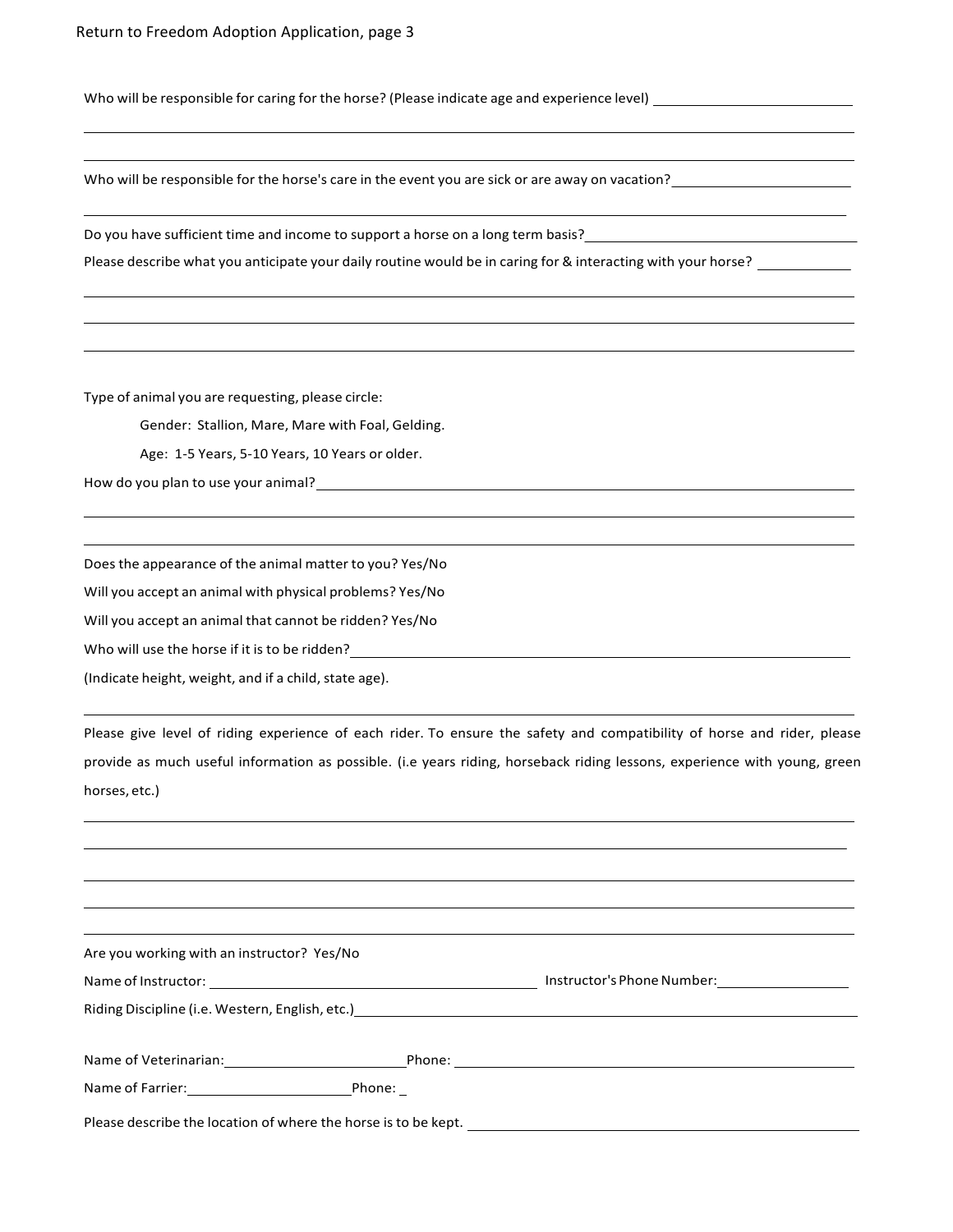Who will be responsible for caring for the horse? (Please indicate age and experience level) ____________________

______________________________________________________________________________

______________________________________________________________________________

Who will be responsible for the horse's care in the event you are sick or are away on vacation? ____________________

______________________________________________________________________________

Do you have sufficient time and income to support a horse on a long term basis? ____________________

Please describe what you anticipate your daily routine would be in caring for & interacting with your horse? __________

______________________________________________________________________________

______________________________________________________________________________

______________________________________________________________________________

Type of animal you are requesting, please circle:

Gender: Stallion, Mare, Mare with Foal, Gelding.

Age: 1-5 Years, 5-10 Years, 10 Years or older.

How do you plan to use your animal? ____________________________________________

______________________________________________________________________________

______________________________________________________________________________

Does the appearance of the animal matter to you? Yes/No

Will you accept an animal with physical problems? Yes/No

Will you accept an animal that cannot be ridden? Yes/No

Who will use the horse if it is to be ridden? ____________________________________________

(Indicate height, weight, and if a child, state age).

______________________________________________________________________________

Please give level of riding experience of each rider. To ensure the safety and compatibility of horse and rider, please provide as much useful information as possible. (i.e years riding, horseback riding lessons, experience with young, green horses, etc.)

______________________________________________________________________________

______________________________________________________________________________

______________________________________________________________________________

______________________________________________________________________________

______________________________________________________________________________

Are you working with an instructor? Yes/No

Name of Instructor: ______________________________ Instructor's Phone Number: ______________

Riding Discipline (i.e. Western, English, etc.) ____________________________________________

Name of Veterinarian: ____________________ Phone: ____________________________________

Name of Farrier: ____________________ Phone: _

Please describe the location of where the horse is to be kept. ______________________________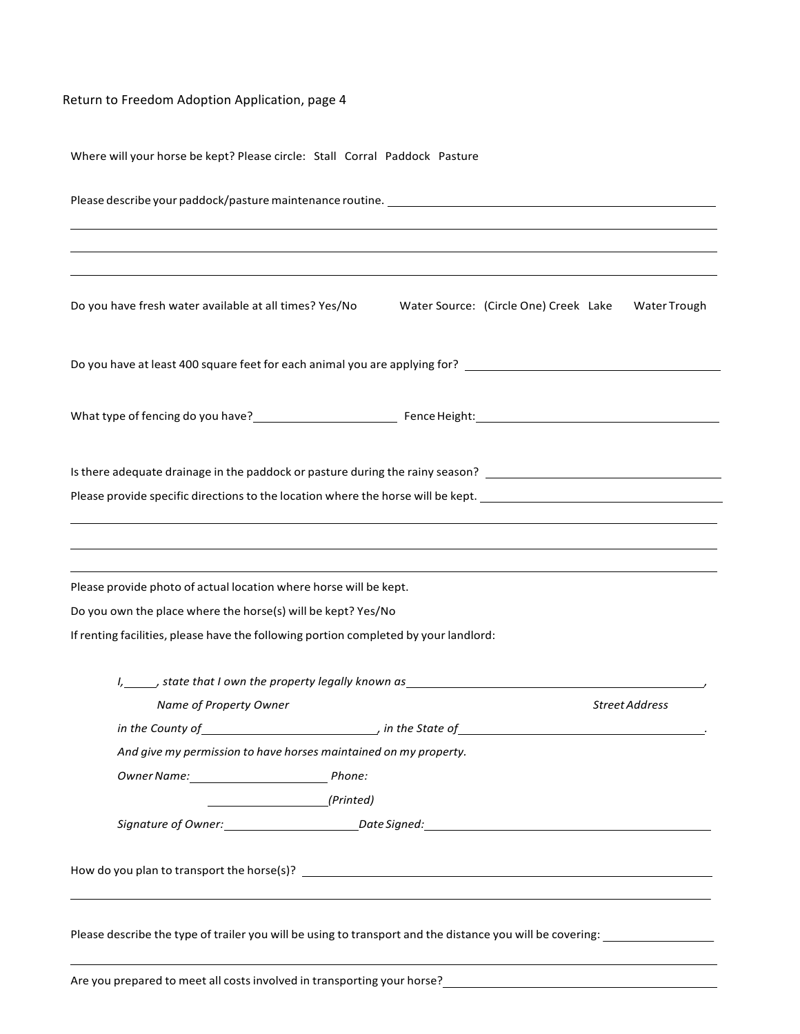Return to Freedom Adoption Application, page 4

Where will your horse be kept? Please circle: Stall Corral Paddock Pasture

Please describe your paddock/pasture maintenance routine. ______________________________________________

______________________________________________________________________________

______________________________________________________________________________

______________________________________________________________________________

Do you have fresh water available at all times? Yes/No Water Source: (Circle One) Creek Lake Water Trough

Do you have at least 400 square feet for each animal you are applying for? ______________________________

What type of fencing do you have? ______________________ Fence Height: ______________________________

Is there adequate drainage in the paddock or pasture during the rainy season? ___________________________

Please provide specific directions to the location where the horse will be kept. __________________________

______________________________________________________________________________

______________________________________________________________________________

______________________________________________________________________________

Please provide photo of actual location where horse will be kept.

Do you own the place where the horse(s) will be kept? Yes/No

If renting facilities, please have the following portion completed by your landlord:

*I, _____, state that I own the property legally known as ______________________________________________,*

*Name of Property Owner* *Street Address*

*in the County of __________________________, in the State of ______________________________________.*

*And give my permission to have horses maintained on my property.*

*Owner Name: ______________________ Phone:*

*____________________(Printed)*

*Signature of Owner: ______________________ Date Signed: ______________________________________*

How do you plan to transport the horse(s)? _______________________________________________________

______________________________________________________________________________

Please describe the type of trailer you will be using to transport and the distance you will be covering: __________

______________________________________________________________________________

Are you prepared to meet all costs involved in transporting your horse? ________________________________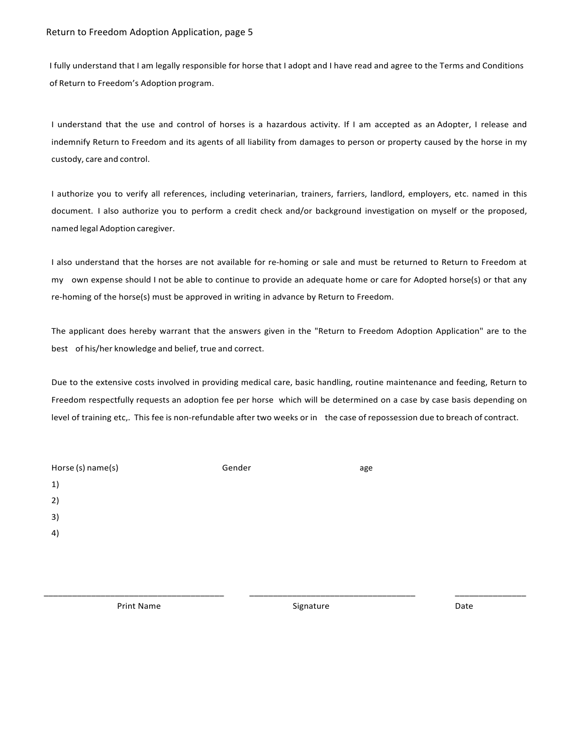I fully understand that I am legally responsible for horse that I adopt and I have read and agree to the Terms and Conditions of Return to Freedom's Adoption program.

I understand that the use and control of horses is a hazardous activity. If I am accepted as an Adopter, I release and indemnify Return to Freedom and its agents of all liability from damages to person or property caused by the horse in my custody, care and control.

I authorize you to verify all references, including veterinarian, trainers, farriers, landlord, employers, etc. named in this document. I also authorize you to perform a credit check and/or background investigation on myself or the proposed, named legal Adoption caregiver.

I also understand that the horses are not available for re-homing or sale and must be returned to Return to Freedom at my own expense should I not be able to continue to provide an adequate home or care for Adopted horse(s) or that any re-homing of the horse(s) must be approved in writing in advance by Return to Freedom.

The applicant does hereby warrant that the answers given in the "Return to Freedom Adoption Application" are to the best of his/her knowledge and belief, true and correct.

Due to the extensive costs involved in providing medical care, basic handling, routine maintenance and feeding, Return to Freedom respectfully requests an adoption fee per horse which will be determined on a case by case basis depending on level of training etc,. This fee is non-refundable after two weeks or in the case of repossession due to breach of contract.

| Horse (s) name(s) | Gender | age |
|---|---|---|
| 1) | | |
| 2) | | |
| 3) | | |
| 4) | | |

_______________________________________ &nbsp;&nbsp; ____________________________________ &nbsp;&nbsp; _______________

Print Name &nbsp;&nbsp;&nbsp;&nbsp; Signature &nbsp;&nbsp;&nbsp;&nbsp; Date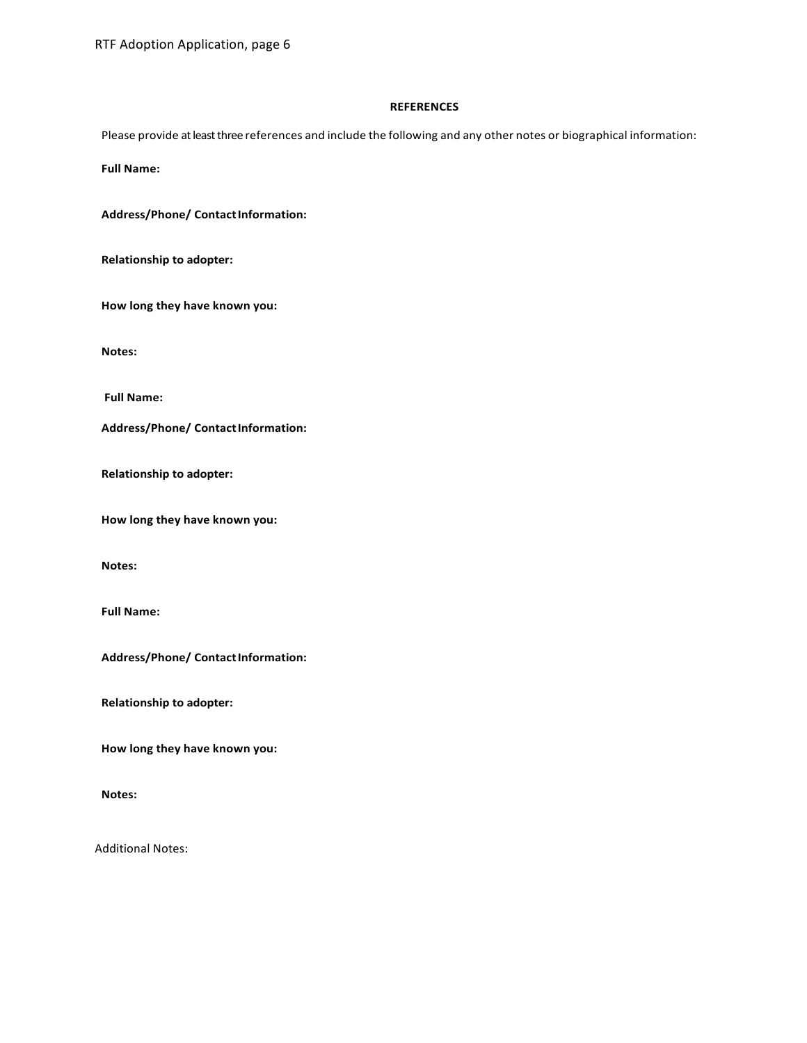## REFERENCES

Please provide at least three references and include the following and any other notes or biographical information:

**Full Name:**

**Address/Phone/ Contact Information:**

**Relationship to adopter:**

**How long they have known you:**

**Notes:**

**Full Name:**

**Address/Phone/ Contact Information:**

**Relationship to adopter:**

**How long they have known you:**

**Notes:**

**Full Name:**

**Address/Phone/ Contact Information:**

**Relationship to adopter:**

**How long they have known you:**

**Notes:**

Additional Notes: